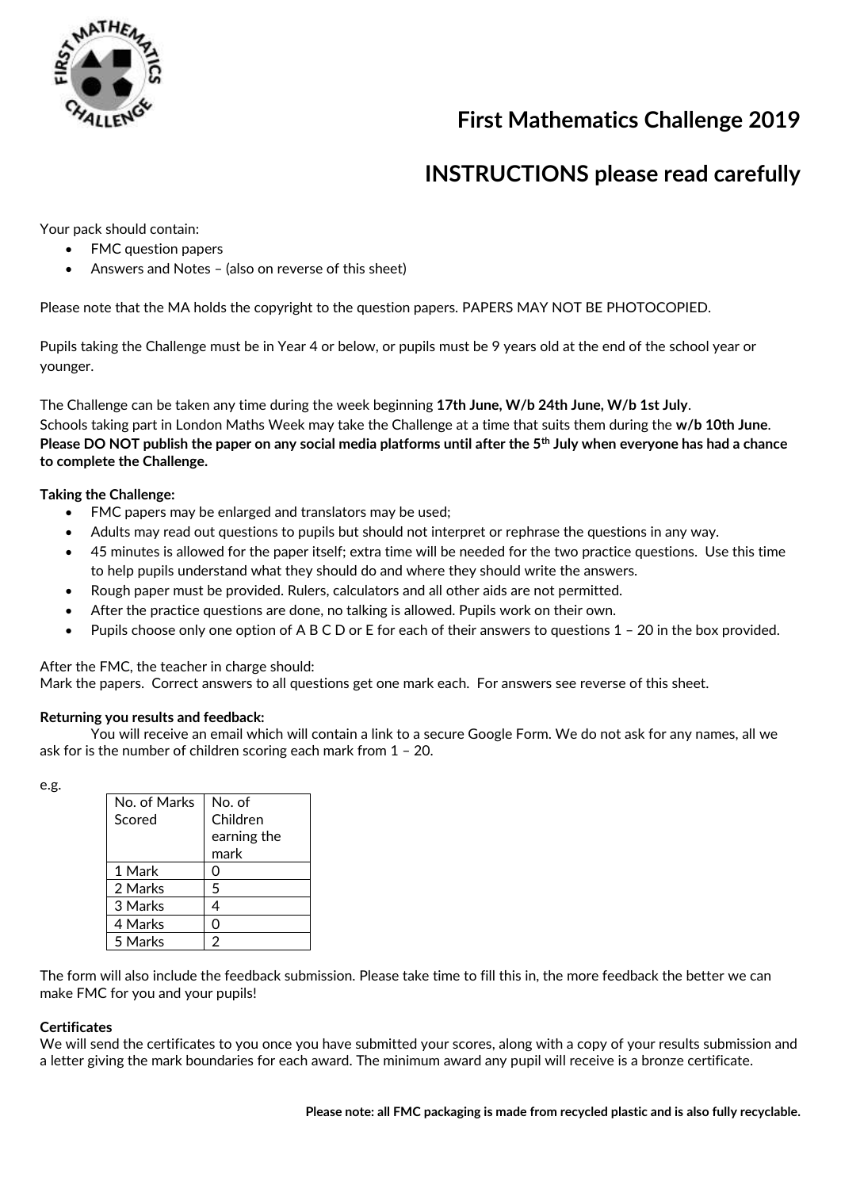# First Mathematics Challenge 2019

## INSTRUCTIONS please read carefully

Your pack should contain:

- FMC question papers
- Answers and Notes – (also on reverse of this sheet)

Please note that the MA holds the copyright to the question papers. PAPERS MAY NOT BE PHOTOCOPIED.

Pupils taking the Challenge must be in Year 4 or below, or pupils must be 9 years old at the end of the school year or younger.

The Challenge can be taken any time during the week beginning **17th June, W/b 24th June, W/b 1st July**.
Schools taking part in London Maths Week may take the Challenge at a time that suits them during the **w/b 10th June**.
**Please DO NOT publish the paper on any social media platforms until after the 5th July when everyone has had a chance to complete the Challenge.**

**Taking the Challenge:**

- FMC papers may be enlarged and translators may be used;
- Adults may read out questions to pupils but should not interpret or rephrase the questions in any way.
- 45 minutes is allowed for the paper itself; extra time will be needed for the two practice questions. Use this time to help pupils understand what they should do and where they should write the answers.
- Rough paper must be provided. Rulers, calculators and all other aids are not permitted.
- After the practice questions are done, no talking is allowed. Pupils work on their own.
- Pupils choose only one option of A B C D or E for each of their answers to questions 1 – 20 in the box provided.

After the FMC, the teacher in charge should:
Mark the papers. Correct answers to all questions get one mark each. For answers see reverse of this sheet.

**Returning you results and feedback:**

You will receive an email which will contain a link to a secure Google Form. We do not ask for any names, all we ask for is the number of children scoring each mark from 1 – 20.

e.g.

| No. of Marks Scored | No. of Children earning the mark |
|---|---|
| 1 Mark | 0 |
| 2 Marks | 5 |
| 3 Marks | 4 |
| 4 Marks | 0 |
| 5 Marks | 2 |

The form will also include the feedback submission. Please take time to fill this in, the more feedback the better we can make FMC for you and your pupils!

**Certificates**

We will send the certificates to you once you have submitted your scores, along with a copy of your results submission and a letter giving the mark boundaries for each award. The minimum award any pupil will receive is a bronze certificate.

**Please note: all FMC packaging is made from recycled plastic and is also fully recyclable.**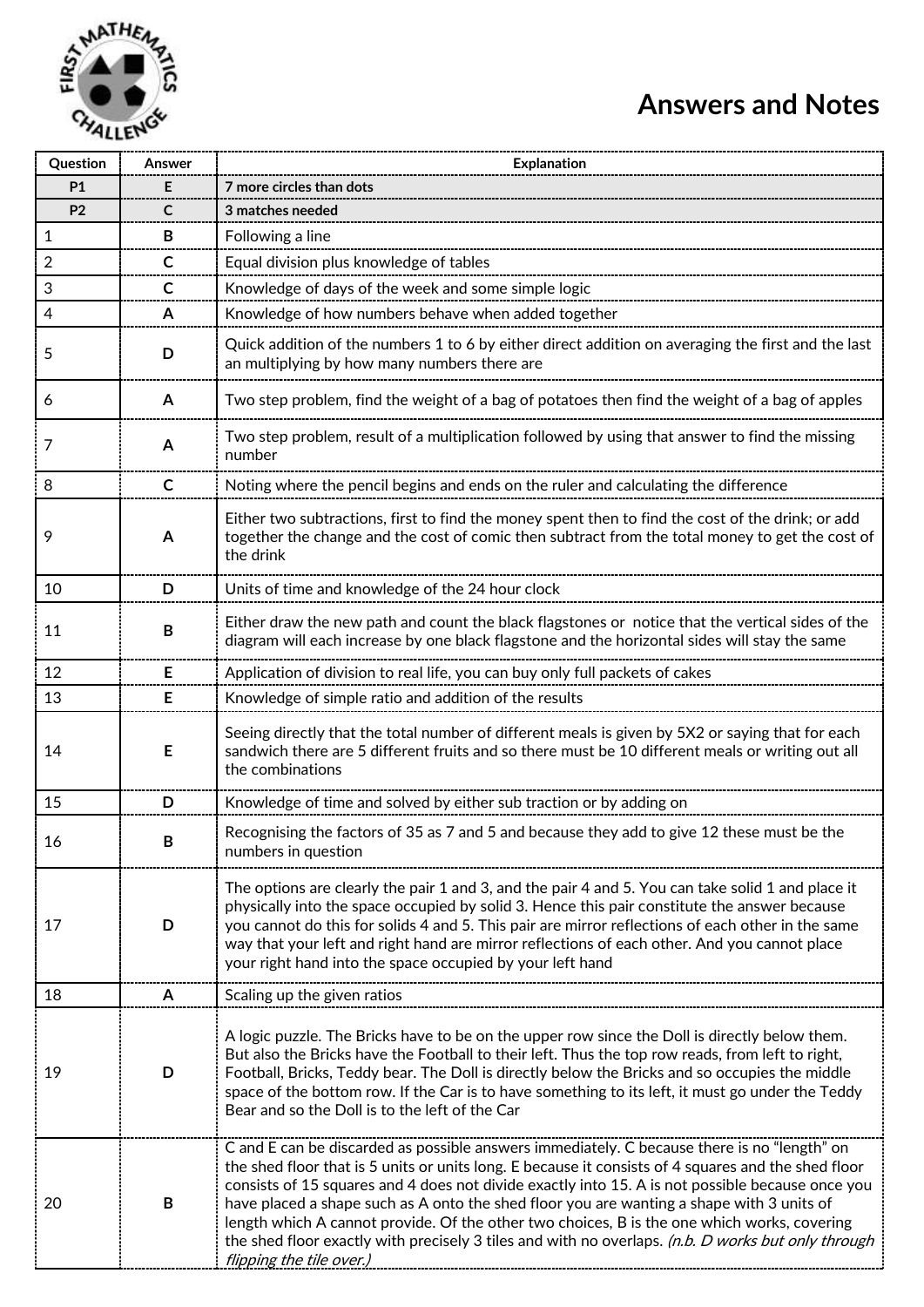# Answers and Notes

| Question | Answer | Explanation |
|---|---|---|
| **P1** | **E** | **7 more circles than dots** |
| **P2** | **C** | **3 matches needed** |
| 1 | **B** | Following a line |
| 2 | **C** | Equal division plus knowledge of tables |
| 3 | **C** | Knowledge of days of the week and some simple logic |
| 4 | **A** | Knowledge of how numbers behave when added together |
| 5 | **D** | Quick addition of the numbers 1 to 6 by either direct addition on averaging the first and the last an multiplying by how many numbers there are |
| 6 | **A** | Two step problem, find the weight of a bag of potatoes then find the weight of a bag of apples |
| 7 | **A** | Two step problem, result of a multiplication followed by using that answer to find the missing number |
| 8 | **C** | Noting where the pencil begins and ends on the ruler and calculating the difference |
| 9 | **A** | Either two subtractions, first to find the money spent then to find the cost of the drink; or add together the change and the cost of comic then subtract from the total money to get the cost of the drink |
| 10 | **D** | Units of time and knowledge of the 24 hour clock |
| 11 | **B** | Either draw the new path and count the black flagstones or notice that the vertical sides of the diagram will each increase by one black flagstone and the horizontal sides will stay the same |
| 12 | **E** | Application of division to real life, you can buy only full packets of cakes |
| 13 | **E** | Knowledge of simple ratio and addition of the results |
| 14 | **E** | Seeing directly that the total number of different meals is given by 5X2 or saying that for each sandwich there are 5 different fruits and so there must be 10 different meals or writing out all the combinations |
| 15 | **D** | Knowledge of time and solved by either sub traction or by adding on |
| 16 | **B** | Recognising the factors of 35 as 7 and 5 and because they add to give 12 these must be the numbers in question |
| 17 | **D** | The options are clearly the pair 1 and 3, and the pair 4 and 5. You can take solid 1 and place it physically into the space occupied by solid 3. Hence this pair constitute the answer because you cannot do this for solids 4 and 5. This pair are mirror reflections of each other in the same way that your left and right hand are mirror reflections of each other. And you cannot place your right hand into the space occupied by your left hand |
| 18 | **A** | Scaling up the given ratios |
| 19 | **D** | A logic puzzle. The Bricks have to be on the upper row since the Doll is directly below them. But also the Bricks have the Football to their left. Thus the top row reads, from left to right, Football, Bricks, Teddy bear. The Doll is directly below the Bricks and so occupies the middle space of the bottom row. If the Car is to have something to its left, it must go under the Teddy Bear and so the Doll is to the left of the Car |
| 20 | **B** | C and E can be discarded as possible answers immediately. C because there is no "length" on the shed floor that is 5 units or units long. E because it consists of 4 squares and the shed floor consists of 15 squares and 4 does not divide exactly into 15. A is not possible because once you have placed a shape such as A onto the shed floor you are wanting a shape with 3 units of length which A cannot provide. Of the other two choices, B is the one which works, covering the shed floor exactly with precisely 3 tiles and with no overlaps. *(n.b. D works but only through flipping the tile over.)* |